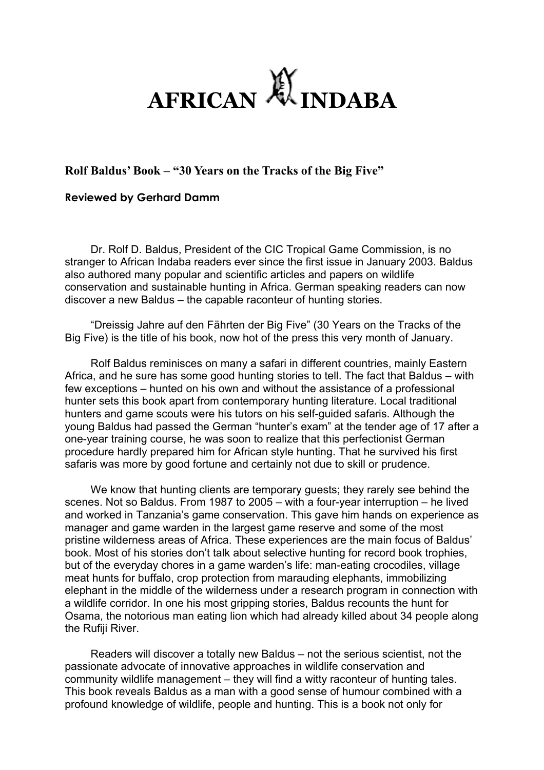# AFRICAN INDABA

## Rolf Baldus' Book – "30 Years on the Tracks of the Big Five"

### Reviewed by Gerhard Damm

Dr. Rolf D. Baldus, President of the CIC Tropical Game Commission, is no stranger to African Indaba readers ever since the first issue in January 2003. Baldus also authored many popular and scientific articles and papers on wildlife conservation and sustainable hunting in Africa. German speaking readers can now discover a new Baldus – the capable raconteur of hunting stories.

"Dreissig Jahre auf den Fährten der Big Five" (30 Years on the Tracks of the Big Five) is the title of his book, now hot of the press this very month of January.

Rolf Baldus reminisces on many a safari in different countries, mainly Eastern Africa, and he sure has some good hunting stories to tell. The fact that Baldus – with few exceptions – hunted on his own and without the assistance of a professional hunter sets this book apart from contemporary hunting literature. Local traditional hunters and game scouts were his tutors on his self-guided safaris. Although the young Baldus had passed the German "hunter's exam" at the tender age of 17 after a one-year training course, he was soon to realize that this perfectionist German procedure hardly prepared him for African style hunting. That he survived his first safaris was more by good fortune and certainly not due to skill or prudence.

We know that hunting clients are temporary guests; they rarely see behind the scenes. Not so Baldus. From 1987 to 2005 – with a four-year interruption – he lived and worked in Tanzania's game conservation. This gave him hands on experience as manager and game warden in the largest game reserve and some of the most pristine wilderness areas of Africa. These experiences are the main focus of Baldus' book. Most of his stories don't talk about selective hunting for record book trophies, but of the everyday chores in a game warden's life: man-eating crocodiles, village meat hunts for buffalo, crop protection from marauding elephants, immobilizing elephant in the middle of the wilderness under a research program in connection with a wildlife corridor. In one his most gripping stories, Baldus recounts the hunt for Osama, the notorious man eating lion which had already killed about 34 people along the Rufiji River.

Readers will discover a totally new Baldus – not the serious scientist, not the passionate advocate of innovative approaches in wildlife conservation and community wildlife management – they will find a witty raconteur of hunting tales. This book reveals Baldus as a man with a good sense of humour combined with a profound knowledge of wildlife, people and hunting. This is a book not only for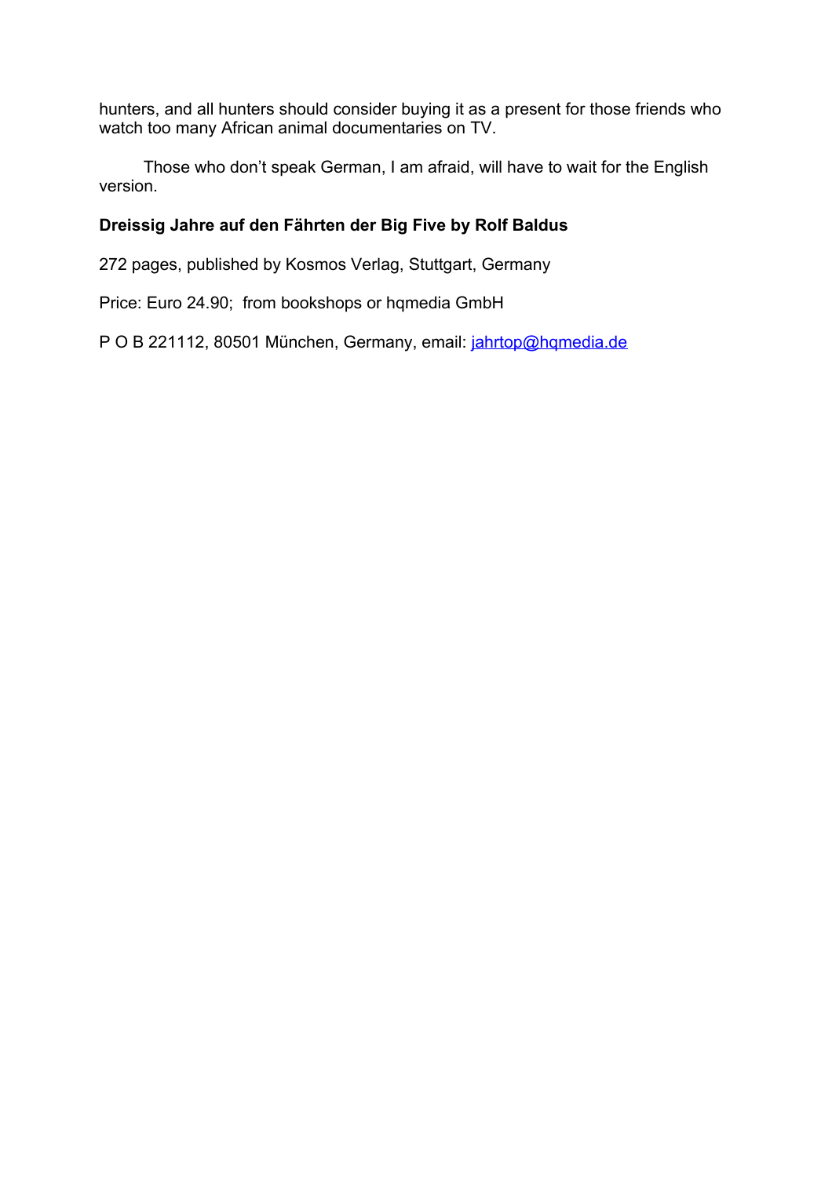hunters, and all hunters should consider buying it as a present for those friends who watch too many African animal documentaries on TV.

Those who don't speak German, I am afraid, will have to wait for the English version.

**Dreissig Jahre auf den Fährten der Big Five by Rolf Baldus**

272 pages, published by Kosmos Verlag, Stuttgart, Germany

Price: Euro 24.90; from bookshops or hqmedia GmbH

P O B 221112, 80501 München, Germany, email: jahrtop@hqmedia.de